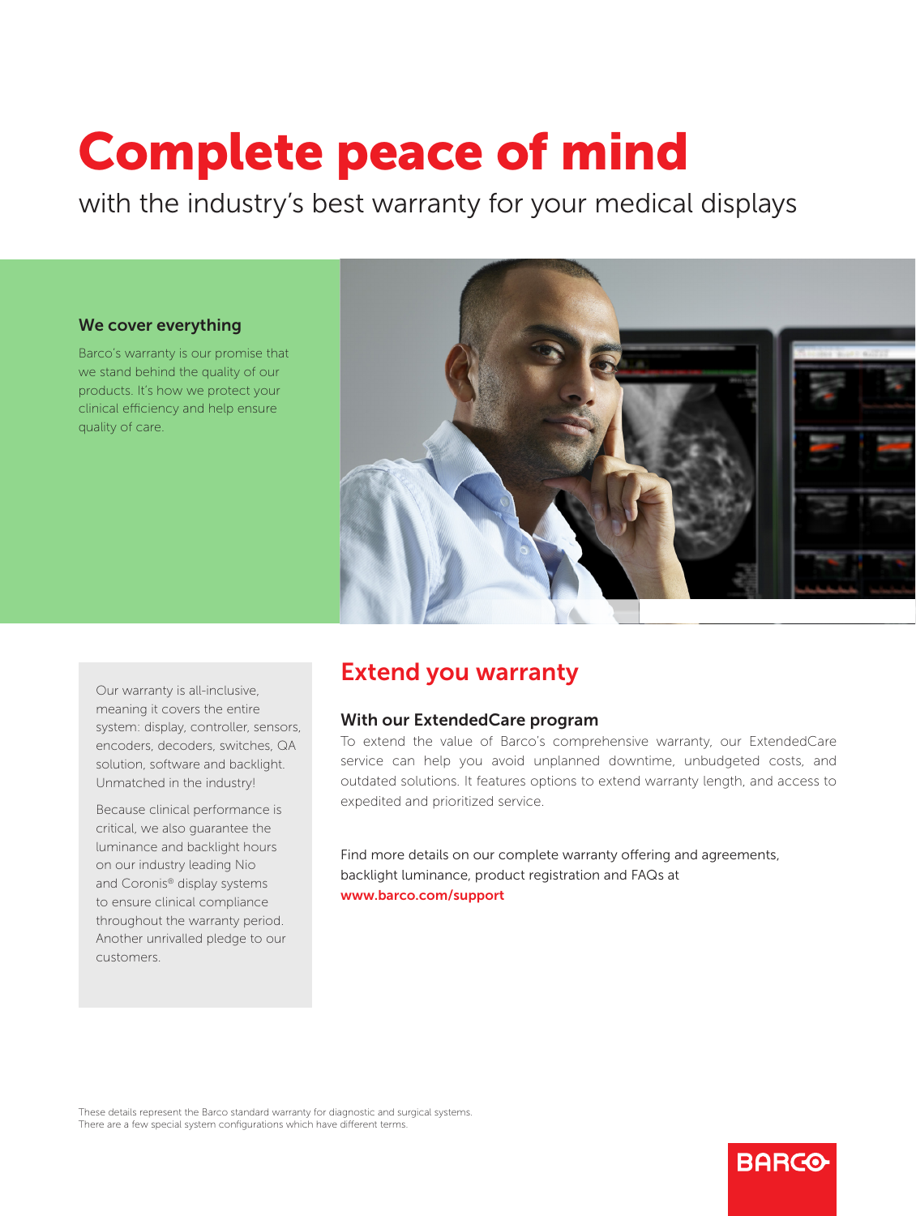# Complete peace of mind

with the industry's best warranty for your medical displays

### We cover everything

Barco's warranty is our promise that we stand behind the quality of our products. It's how we protect your clinical efficiency and help ensure quality of care.

Our warranty is all-inclusive, meaning it covers the entire system: display, controller, sensors, encoders, decoders, switches, QA solution, software and backlight. Unmatched in the industry!

Because clinical performance is critical, we also guarantee the luminance and backlight hours on our industry leading Nio and Coronis® display systems to ensure clinical compliance throughout the warranty period. Another unrivalled pledge to our customers.

## Extend you warranty

### With our ExtendedCare program

To extend the value of Barco's comprehensive warranty, our ExtendedCare service can help you avoid unplanned downtime, unbudgeted costs, and outdated solutions. It features options to extend warranty length, and access to expedited and prioritized service.

Find more details on our complete warranty offering and agreements, backlight luminance, product registration and FAQs at **www.barco.com/support**

These details represent the Barco standard warranty for diagnostic and surgical systems.
There are a few special system configurations which have different terms.

BARCO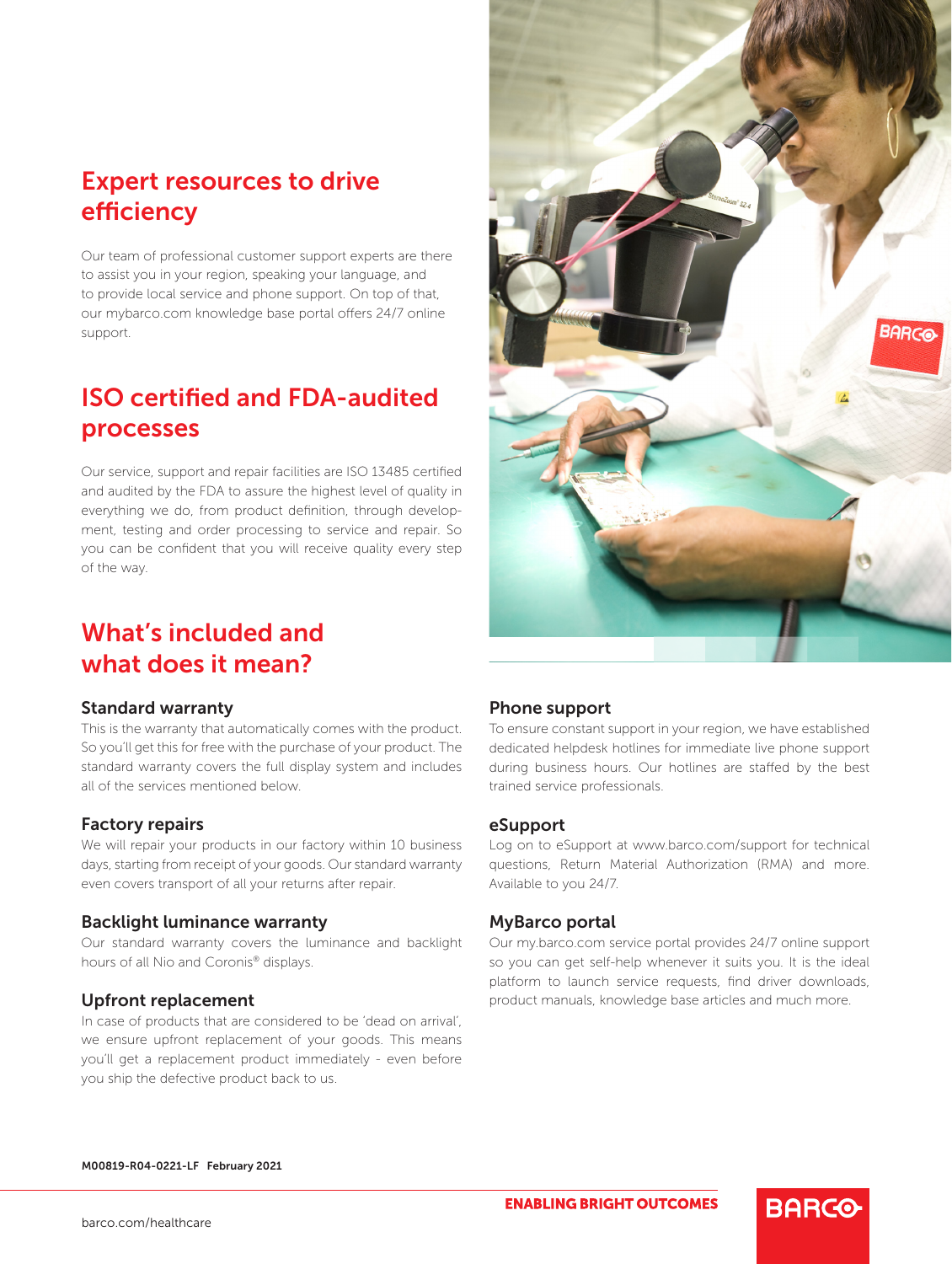## Expert resources to drive efficiency

Our team of professional customer support experts are there to assist you in your region, speaking your language, and to provide local service and phone support. On top of that, our mybarco.com knowledge base portal offers 24/7 online support.

## ISO certified and FDA-audited processes

Our service, support and repair facilities are ISO 13485 certified and audited by the FDA to assure the highest level of quality in everything we do, from product definition, through development, testing and order processing to service and repair. So you can be confident that you will receive quality every step of the way.

## What's included and what does it mean?

### Standard warranty

This is the warranty that automatically comes with the product. So you'll get this for free with the purchase of your product. The standard warranty covers the full display system and includes all of the services mentioned below.

### Factory repairs

We will repair your products in our factory within 10 business days, starting from receipt of your goods. Our standard warranty even covers transport of all your returns after repair.

### Backlight luminance warranty

Our standard warranty covers the luminance and backlight hours of all Nio and Coronis® displays.

### Upfront replacement

In case of products that are considered to be 'dead on arrival', we ensure upfront replacement of your goods. This means you'll get a replacement product immediately - even before you ship the defective product back to us.

### Phone support

To ensure constant support in your region, we have established dedicated helpdesk hotlines for immediate live phone support during business hours. Our hotlines are staffed by the best trained service professionals.

### eSupport

Log on to eSupport at www.barco.com/support for technical questions, Return Material Authorization (RMA) and more. Available to you 24/7.

### MyBarco portal

Our my.barco.com service portal provides 24/7 online support so you can get self-help whenever it suits you. It is the ideal platform to launch service requests, find driver downloads, product manuals, knowledge base articles and much more.

**M00819-R04-0221-LF February 2021**

barco.com/healthcare

**ENABLING BRIGHT OUTCOMES**